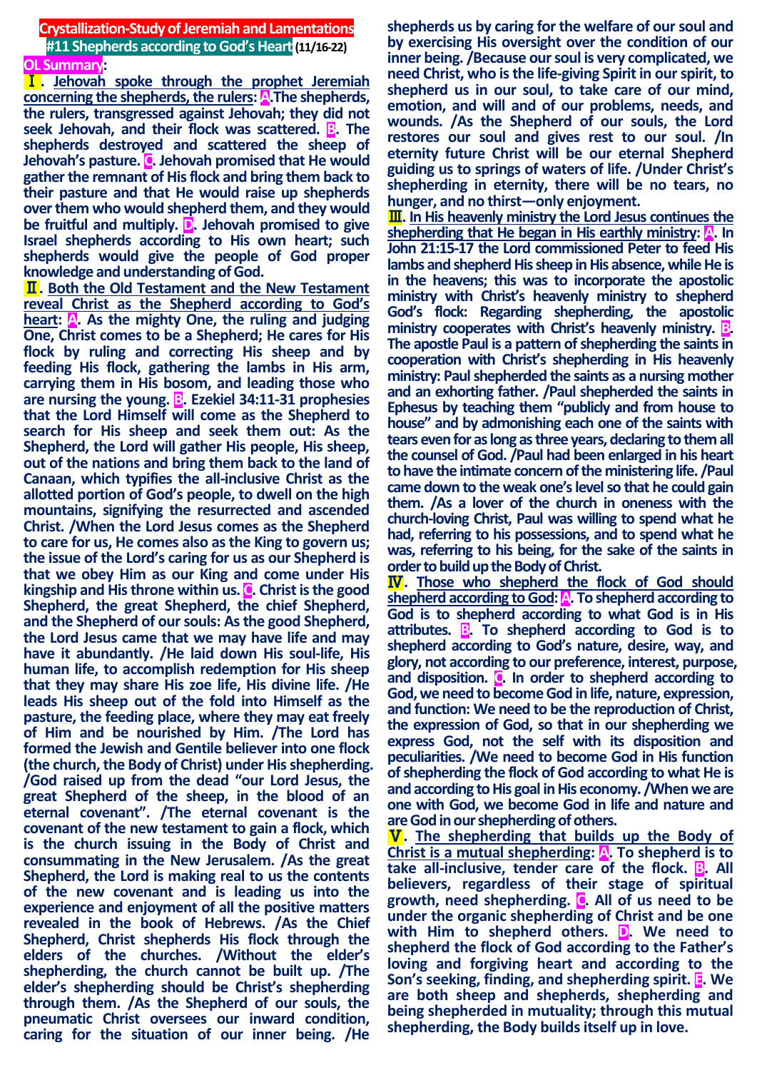# Crystallization-Study of Jeremiah and Lamentations

## #11 Shepherds according to God's Heart (11/16-22)

**OL Summary:**

**Ⅰ. Jehovah spoke through the prophet Jeremiah concerning the shepherds, the rulers: A.The shepherds, the rulers, transgressed against Jehovah; they did not seek Jehovah, and their flock was scattered. B. The shepherds destroyed and scattered the sheep of Jehovah's pasture. C. Jehovah promised that He would gather the remnant of His flock and bring them back to their pasture and that He would raise up shepherds over them who would shepherd them, and they would be fruitful and multiply. D. Jehovah promised to give Israel shepherds according to His own heart; such shepherds would give the people of God proper knowledge and understanding of God.**

**Ⅱ. Both the Old Testament and the New Testament reveal Christ as the Shepherd according to God's heart: A. As the mighty One, the ruling and judging One, Christ comes to be a Shepherd; He cares for His flock by ruling and correcting His sheep and by feeding His flock, gathering the lambs in His arm, carrying them in His bosom, and leading those who are nursing the young. B. Ezekiel 34:11-31 prophesies that the Lord Himself will come as the Shepherd to search for His sheep and seek them out: As the Shepherd, the Lord will gather His people, His sheep, out of the nations and bring them back to the land of Canaan, which typifies the all-inclusive Christ as the allotted portion of God's people, to dwell on the high mountains, signifying the resurrected and ascended Christ. /When the Lord Jesus comes as the Shepherd to care for us, He comes also as the King to govern us; the issue of the Lord's caring for us as our Shepherd is that we obey Him as our King and come under His kingship and His throne within us. C. Christ is the good Shepherd, the great Shepherd, the chief Shepherd, and the Shepherd of our souls: As the good Shepherd, the Lord Jesus came that we may have life and may have it abundantly. /He laid down His soul-life, His human life, to accomplish redemption for His sheep that they may share His zoe life, His divine life. /He leads His sheep out of the fold into Himself as the pasture, the feeding place, where they may eat freely of Him and be nourished by Him. /The Lord has formed the Jewish and Gentile believer into one flock (the church, the Body of Christ) under His shepherding. /God raised up from the dead "our Lord Jesus, the great Shepherd of the sheep, in the blood of an eternal covenant". /The eternal covenant is the covenant of the new testament to gain a flock, which is the church issuing in the Body of Christ and consummating in the New Jerusalem. /As the great Shepherd, the Lord is making real to us the contents of the new covenant and is leading us into the experience and enjoyment of all the positive matters revealed in the book of Hebrews. /As the Chief Shepherd, Christ shepherds His flock through the elders of the churches. /Without the elder's shepherding, the church cannot be built up. /The elder's shepherding should be Christ's shepherding through them. /As the Shepherd of our souls, the pneumatic Christ oversees our inward condition, caring for the situation of our inner being. /He shepherds us by caring for the welfare of our soul and by exercising His oversight over the condition of our inner being. /Because our soul is very complicated, we need Christ, who is the life-giving Spirit in our spirit, to shepherd us in our soul, to take care of our mind, emotion, and will and of our problems, needs, and wounds. /As the Shepherd of our souls, the Lord restores our soul and gives rest to our soul. /In eternity future Christ will be our eternal Shepherd guiding us to springs of waters of life. /Under Christ's shepherding in eternity, there will be no tears, no hunger, and no thirst—only enjoyment.**

**Ⅲ. In His heavenly ministry the Lord Jesus continues the shepherding that He began in His earthly ministry: A. In John 21:15-17 the Lord commissioned Peter to feed His lambs and shepherd His sheep in His absence, while He is in the heavens; this was to incorporate the apostolic ministry with Christ's heavenly ministry to shepherd God's flock: Regarding shepherding, the apostolic ministry cooperates with Christ's heavenly ministry. B. The apostle Paul is a pattern of shepherding the saints in cooperation with Christ's shepherding in His heavenly ministry: Paul shepherded the saints as a nursing mother and an exhorting father. /Paul shepherded the saints in Ephesus by teaching them "publicly and from house to house" and by admonishing each one of the saints with tears even for as long as three years, declaring to them all the counsel of God. /Paul had been enlarged in his heart to have the intimate concern of the ministering life. /Paul came down to the weak one's level so that he could gain them. /As a lover of the church in oneness with the church-loving Christ, Paul was willing to spend what he had, referring to his possessions, and to spend what he was, referring to his being, for the sake of the saints in order to build up the Body of Christ.**

**Ⅳ. Those who shepherd the flock of God should shepherd according to God: A. To shepherd according to God is to shepherd according to what God is in His attributes. B. To shepherd according to God is to shepherd according to God's nature, desire, way, and glory, not according to our preference, interest, purpose, and disposition. C. In order to shepherd according to God, we need to become God in life, nature, expression, and function: We need to be the reproduction of Christ, the expression of God, so that in our shepherding we express God, not the self with its disposition and peculiarities. /We need to become God in His function of shepherding the flock of God according to what He is and according to His goal in His economy. /When we are one with God, we become God in life and nature and are God in our shepherding of others.**

**Ⅴ. The shepherding that builds up the Body of Christ is a mutual shepherding: A. To shepherd is to take all-inclusive, tender care of the flock. B. All believers, regardless of their stage of spiritual growth, need shepherding. C. All of us need to be under the organic shepherding of Christ and be one with Him to shepherd others. D. We need to shepherd the flock of God according to the Father's loving and forgiving heart and according to the Son's seeking, finding, and shepherding spirit. E. We are both sheep and shepherds, shepherding and being shepherded in mutuality; through this mutual shepherding, the Body builds itself up in love.**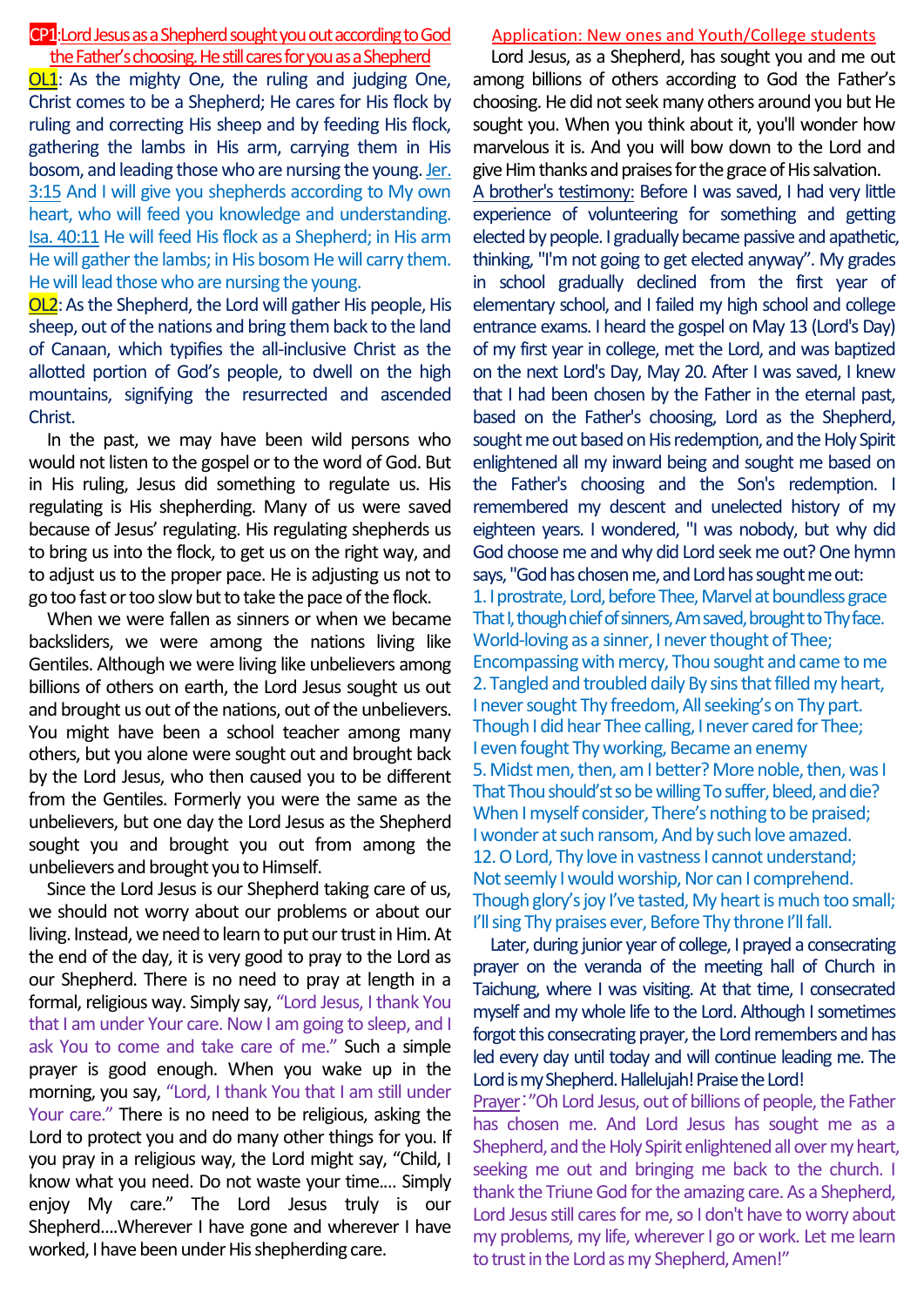**CP1: Lord Jesus as a Shepherd sought you out according to God the Father's choosing. He still cares for you as a Shepherd**

**OL1**: As the mighty One, the ruling and judging One, Christ comes to be a Shepherd; He cares for His flock by ruling and correcting His sheep and by feeding His flock, gathering the lambs in His arm, carrying them in His bosom, and leading those who are nursing the young. Jer. 3:15 And I will give you shepherds according to My own heart, who will feed you knowledge and understanding. Isa. 40:11 He will feed His flock as a Shepherd; in His arm He will gather the lambs; in His bosom He will carry them. He will lead those who are nursing the young.

**OL2**: As the Shepherd, the Lord will gather His people, His sheep, out of the nations and bring them back to the land of Canaan, which typifies the all-inclusive Christ as the allotted portion of God's people, to dwell on the high mountains, signifying the resurrected and ascended Christ.

In the past, we may have been wild persons who would not listen to the gospel or to the word of God. But in His ruling, Jesus did something to regulate us. His regulating is His shepherding. Many of us were saved because of Jesus' regulating. His regulating shepherds us to bring us into the flock, to get us on the right way, and to adjust us to the proper pace. He is adjusting us not to go too fast or too slow but to take the pace of the flock.

When we were fallen as sinners or when we became backsliders, we were among the nations living like Gentiles. Although we were living like unbelievers among billions of others on earth, the Lord Jesus sought us out and brought us out of the nations, out of the unbelievers. You might have been a school teacher among many others, but you alone were sought out and brought back by the Lord Jesus, who then caused you to be different from the Gentiles. Formerly you were the same as the unbelievers, but one day the Lord Jesus as the Shepherd sought you and brought you out from among the unbelievers and brought you to Himself.

Since the Lord Jesus is our Shepherd taking care of us, we should not worry about our problems or about our living. Instead, we need to learn to put our trust in Him. At the end of the day, it is very good to pray to the Lord as our Shepherd. There is no need to pray at length in a formal, religious way. Simply say, "Lord Jesus, I thank You that I am under Your care. Now I am going to sleep, and I ask You to come and take care of me." Such a simple prayer is good enough. When you wake up in the morning, you say, "Lord, I thank You that I am still under Your care." There is no need to be religious, asking the Lord to protect you and do many other things for you. If you pray in a religious way, the Lord might say, "Child, I know what you need. Do not waste your time.... Simply enjoy My care." The Lord Jesus truly is our Shepherd....Wherever I have gone and wherever I have worked, I have been under His shepherding care.

**Application: New ones and Youth/College students**

Lord Jesus, as a Shepherd, has sought you and me out among billions of others according to God the Father's choosing. He did not seek many others around you but He sought you. When you think about it, you'll wonder how marvelous it is. And you will bow down to the Lord and give Him thanks and praises for the grace of His salvation.

A brother's testimony: Before I was saved, I had very little experience of volunteering for something and getting elected by people. I gradually became passive and apathetic, thinking, "I'm not going to get elected anyway". My grades in school gradually declined from the first year of elementary school, and I failed my high school and college entrance exams. I heard the gospel on May 13 (Lord's Day) of my first year in college, met the Lord, and was baptized on the next Lord's Day, May 20. After I was saved, I knew that I had been chosen by the Father in the eternal past, based on the Father's choosing, Lord as the Shepherd, sought me out based on His redemption, and the Holy Spirit enlightened all my inward being and sought me based on the Father's choosing and the Son's redemption. I remembered my descent and unelected history of my eighteen years. I wondered, "I was nobody, but why did God choose me and why did Lord seek me out? One hymn says, "God has chosen me, and Lord has sought me out:

1. I prostrate, Lord, before Thee, Marvel at boundless grace
That I, though chief of sinners, Am saved, brought to Thy face.
World-loving as a sinner, I never thought of Thee;
Encompassing with mercy, Thou sought and came to me

2. Tangled and troubled daily By sins that filled my heart,
I never sought Thy freedom, All seeking's on Thy part.
Though I did hear Thee calling, I never cared for Thee;
I even fought Thy working, Became an enemy

5. Midst men, then, am I better? More noble, then, was I
That Thou should'st so be willing To suffer, bleed, and die?
When I myself consider, There's nothing to be praised;
I wonder at such ransom, And by such love amazed.

12. O Lord, Thy love in vastness I cannot understand;
Not seemly I would worship, Nor can I comprehend.
Though glory's joy I've tasted, My heart is much too small;
I'll sing Thy praises ever, Before Thy throne I'll fall.

Later, during junior year of college, I prayed a consecrating prayer on the veranda of the meeting hall of Church in Taichung, where I was visiting. At that time, I consecrated myself and my whole life to the Lord. Although I sometimes forgot this consecrating prayer, the Lord remembers and has led every day until today and will continue leading me. The Lord is my Shepherd. Hallelujah! Praise the Lord!

Prayer: "Oh Lord Jesus, out of billions of people, the Father has chosen me. And Lord Jesus has sought me as a Shepherd, and the Holy Spirit enlightened all over my heart, seeking me out and bringing me back to the church. I thank the Triune God for the amazing care. As a Shepherd, Lord Jesus still cares for me, so I don't have to worry about my problems, my life, wherever I go or work. Let me learn to trust in the Lord as my Shepherd, Amen!"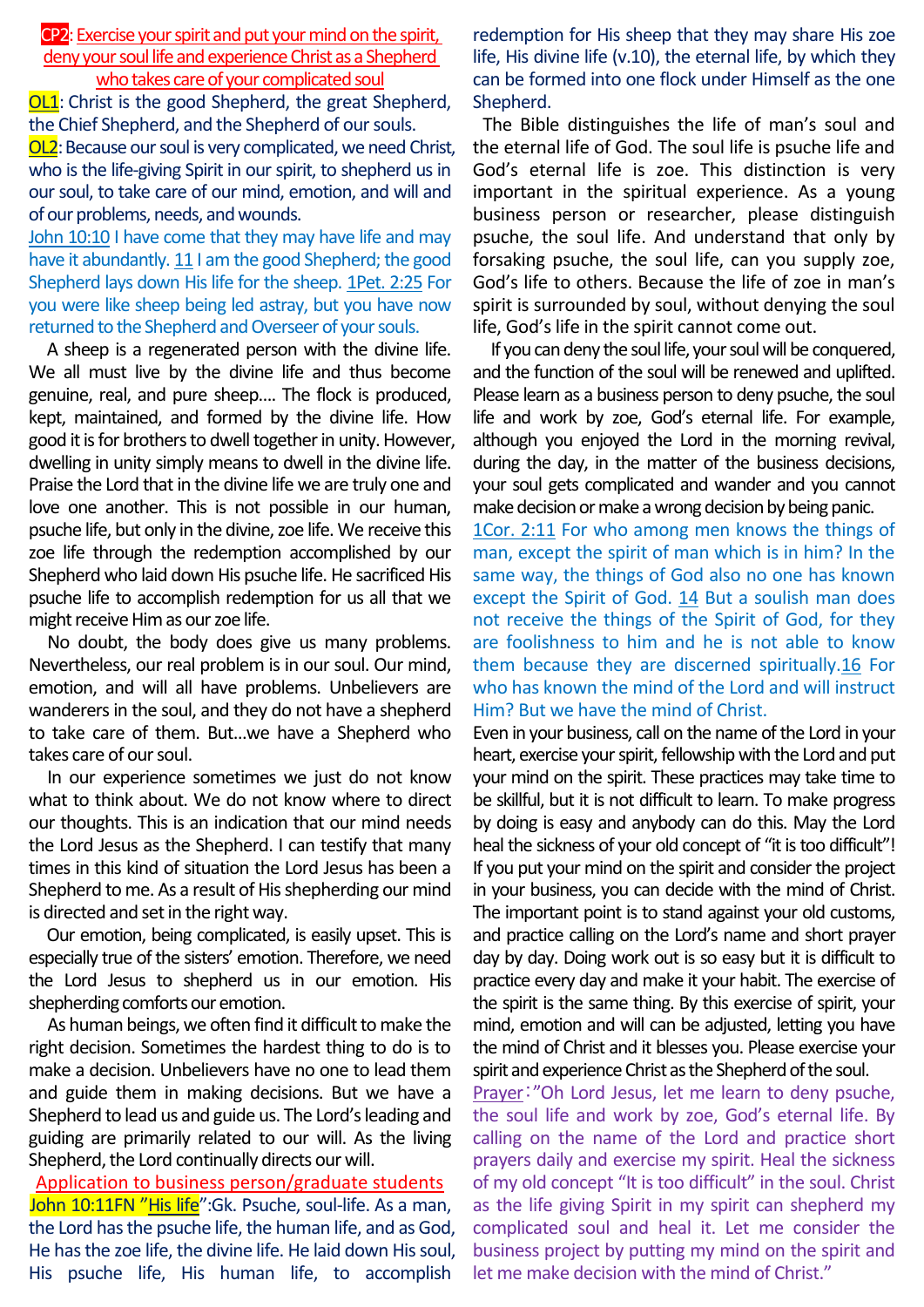**CP2**: Exercise your spirit and put your mind on the spirit, deny your soul life and experience Christ as a Shepherd who takes care of your complicated soul

**OL1**: Christ is the good Shepherd, the great Shepherd, the Chief Shepherd, and the Shepherd of our souls.

**OL2**: Because our soul is very complicated, we need Christ, who is the life-giving Spirit in our spirit, to shepherd us in our soul, to take care of our mind, emotion, and will and of our problems, needs, and wounds.

John 10:10 I have come that they may have life and may have it abundantly. 11 I am the good Shepherd; the good Shepherd lays down His life for the sheep. 1Pet. 2:25 For you were like sheep being led astray, but you have now returned to the Shepherd and Overseer of your souls.

A sheep is a regenerated person with the divine life. We all must live by the divine life and thus become genuine, real, and pure sheep.... The flock is produced, kept, maintained, and formed by the divine life. How good it is for brothers to dwell together in unity. However, dwelling in unity simply means to dwell in the divine life. Praise the Lord that in the divine life we are truly one and love one another. This is not possible in our human, psuche life, but only in the divine, zoe life. We receive this zoe life through the redemption accomplished by our Shepherd who laid down His psuche life. He sacrificed His psuche life to accomplish redemption for us all that we might receive Him as our zoe life.

No doubt, the body does give us many problems. Nevertheless, our real problem is in our soul. Our mind, emotion, and will all have problems. Unbelievers are wanderers in the soul, and they do not have a shepherd to take care of them. But...we have a Shepherd who takes care of our soul.

In our experience sometimes we just do not know what to think about. We do not know where to direct our thoughts. This is an indication that our mind needs the Lord Jesus as the Shepherd. I can testify that many times in this kind of situation the Lord Jesus has been a Shepherd to me. As a result of His shepherding our mind is directed and set in the right way.

Our emotion, being complicated, is easily upset. This is especially true of the sisters' emotion. Therefore, we need the Lord Jesus to shepherd us in our emotion. His shepherding comforts our emotion.

As human beings, we often find it difficult to make the right decision. Sometimes the hardest thing to do is to make a decision. Unbelievers have no one to lead them and guide them in making decisions. But we have a Shepherd to lead us and guide us. The Lord's leading and guiding are primarily related to our will. As the living Shepherd, the Lord continually directs our will.

## Application to business person/graduate students

**John 10:11FN "His life"**: Gk. Psuche, soul-life. As a man, the Lord has the psuche life, the human life, and as God, He has the zoe life, the divine life. He laid down His soul, His psuche life, His human life, to accomplish redemption for His sheep that they may share His zoe life, His divine life (v.10), the eternal life, by which they can be formed into one flock under Himself as the one Shepherd.

The Bible distinguishes the life of man's soul and the eternal life of God. The soul life is psuche life and God's eternal life is zoe. This distinction is very important in the spiritual experience. As a young business person or researcher, please distinguish psuche, the soul life. And understand that only by forsaking psuche, the soul life, can you supply zoe, God's life to others. Because the life of zoe in man's spirit is surrounded by soul, without denying the soul life, God's life in the spirit cannot come out.

If you can deny the soul life, your soul will be conquered, and the function of the soul will be renewed and uplifted. Please learn as a business person to deny psuche, the soul life and work by zoe, God's eternal life. For example, although you enjoyed the Lord in the morning revival, during the day, in the matter of the business decisions, your soul gets complicated and wander and you cannot make decision or make a wrong decision by being panic.

1Cor. 2:11 For who among men knows the things of man, except the spirit of man which is in him? In the same way, the things of God also no one has known except the Spirit of God. 14 But a soulish man does not receive the things of the Spirit of God, for they are foolishness to him and he is not able to know them because they are discerned spiritually. 16 For who has known the mind of the Lord and will instruct Him? But we have the mind of Christ.

Even in your business, call on the name of the Lord in your heart, exercise your spirit, fellowship with the Lord and put your mind on the spirit. These practices may take time to be skillful, but it is not difficult to learn. To make progress by doing is easy and anybody can do this. May the Lord heal the sickness of your old concept of "it is too difficult"! If you put your mind on the spirit and consider the project in your business, you can decide with the mind of Christ. The important point is to stand against your old customs, and practice calling on the Lord's name and short prayer day by day. Doing work out is so easy but it is difficult to practice every day and make it your habit. The exercise of the spirit is the same thing. By this exercise of spirit, your mind, emotion and will can be adjusted, letting you have the mind of Christ and it blesses you. Please exercise your spirit and experience Christ as the Shepherd of the soul.

Prayer: "Oh Lord Jesus, let me learn to deny psuche, the soul life and work by zoe, God's eternal life. By calling on the name of the Lord and practice short prayers daily and exercise my spirit. Heal the sickness of my old concept "It is too difficult" in the soul. Christ as the life giving Spirit in my spirit can shepherd my complicated soul and heal it. Let me consider the business project by putting my mind on the spirit and let me make decision with the mind of Christ."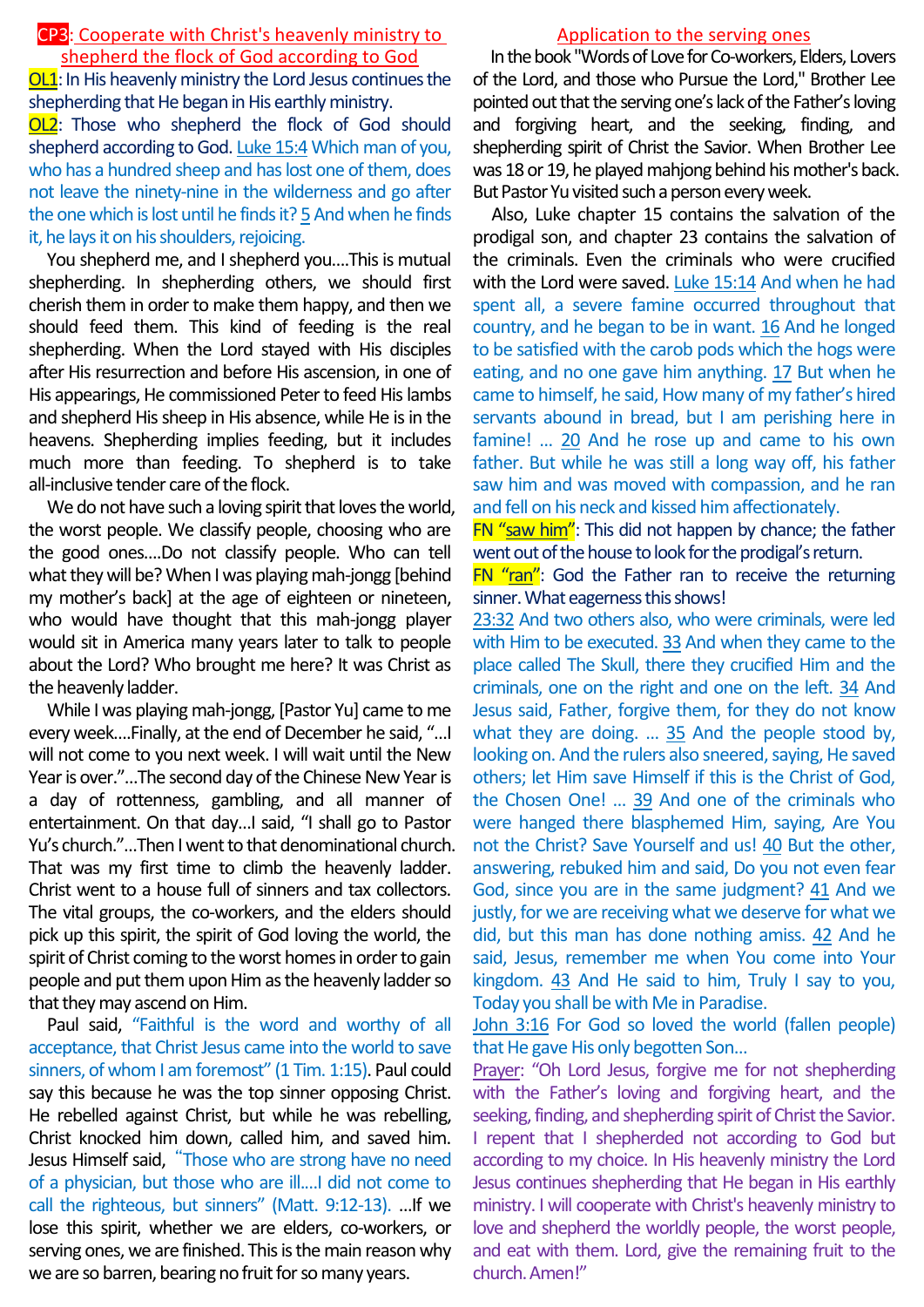## CP3: Cooperate with Christ's heavenly ministry to shepherd the flock of God according to God

**OL1**: In His heavenly ministry the Lord Jesus continues the shepherding that He began in His earthly ministry.

**OL2**: Those who shepherd the flock of God should shepherd according to God. Luke 15:4 Which man of you, who has a hundred sheep and has lost one of them, does not leave the ninety-nine in the wilderness and go after the one which is lost until he finds it? 5 And when he finds it, he lays it on his shoulders, rejoicing.

You shepherd me, and I shepherd you....This is mutual shepherding. In shepherding others, we should first cherish them in order to make them happy, and then we should feed them. This kind of feeding is the real shepherding. When the Lord stayed with His disciples after His resurrection and before His ascension, in one of His appearings, He commissioned Peter to feed His lambs and shepherd His sheep in His absence, while He is in the heavens. Shepherding implies feeding, but it includes much more than feeding. To shepherd is to take all-inclusive tender care of the flock.

We do not have such a loving spirit that loves the world, the worst people. We classify people, choosing who are the good ones....Do not classify people. Who can tell what they will be? When I was playing mah-jongg [behind my mother's back] at the age of eighteen or nineteen, who would have thought that this mah-jongg player would sit in America many years later to talk to people about the Lord? Who brought me here? It was Christ as the heavenly ladder.

While I was playing mah-jongg, [Pastor Yu] came to me every week....Finally, at the end of December he said, "...I will not come to you next week. I will wait until the New Year is over."...The second day of the Chinese New Year is a day of rottenness, gambling, and all manner of entertainment. On that day...I said, "I shall go to Pastor Yu's church."...Then I went to that denominational church. That was my first time to climb the heavenly ladder. Christ went to a house full of sinners and tax collectors. The vital groups, the co-workers, and the elders should pick up this spirit, the spirit of God loving the world, the spirit of Christ coming to the worst homes in order to gain people and put them upon Him as the heavenly ladder so that they may ascend on Him.

Paul said, "Faithful is the word and worthy of all acceptance, that Christ Jesus came into the world to save sinners, of whom I am foremost" (1 Tim. 1:15). Paul could say this because he was the top sinner opposing Christ. He rebelled against Christ, but while he was rebelling, Christ knocked him down, called him, and saved him. Jesus Himself said, "Those who are strong have no need of a physician, but those who are ill....I did not come to call the righteous, but sinners" (Matt. 9:12-13). ...If we lose this spirit, whether we are elders, co-workers, or serving ones, we are finished. This is the main reason why we are so barren, bearing no fruit for so many years.

## Application to the serving ones

In the book "Words of Love for Co-workers, Elders, Lovers of the Lord, and those who Pursue the Lord," Brother Lee pointed out that the serving one's lack of the Father's loving and forgiving heart, and the seeking, finding, and shepherding spirit of Christ the Savior. When Brother Lee was 18 or 19, he played mahjong behind his mother's back. But Pastor Yu visited such a person every week.

Also, Luke chapter 15 contains the salvation of the prodigal son, and chapter 23 contains the salvation of the criminals. Even the criminals who were crucified with the Lord were saved. Luke 15:14 And when he had spent all, a severe famine occurred throughout that country, and he began to be in want. 16 And he longed to be satisfied with the carob pods which the hogs were eating, and no one gave him anything. 17 But when he came to himself, he said, How many of my father's hired servants abound in bread, but I am perishing here in famine! … 20 And he rose up and came to his own father. But while he was still a long way off, his father saw him and was moved with compassion, and he ran and fell on his neck and kissed him affectionately.

**FN "saw him"**: This did not happen by chance; the father went out of the house to look for the prodigal's return.

**FN "ran"**: God the Father ran to receive the returning sinner. What eagerness this shows!

23:32 And two others also, who were criminals, were led with Him to be executed. 33 And when they came to the place called The Skull, there they crucified Him and the criminals, one on the right and one on the left. 34 And Jesus said, Father, forgive them, for they do not know what they are doing. … 35 And the people stood by, looking on. And the rulers also sneered, saying, He saved others; let Him save Himself if this is the Christ of God, the Chosen One! … 39 And one of the criminals who were hanged there blasphemed Him, saying, Are You not the Christ? Save Yourself and us! 40 But the other, answering, rebuked him and said, Do you not even fear God, since you are in the same judgment? 41 And we justly, for we are receiving what we deserve for what we did, but this man has done nothing amiss. 42 And he said, Jesus, remember me when You come into Your kingdom. 43 And He said to him, Truly I say to you, Today you shall be with Me in Paradise.

John 3:16 For God so loved the world (fallen people) that He gave His only begotten Son...

Prayer: "Oh Lord Jesus, forgive me for not shepherding with the Father's loving and forgiving heart, and the seeking, finding, and shepherding spirit of Christ the Savior. I repent that I shepherded not according to God but according to my choice. In His heavenly ministry the Lord Jesus continues shepherding that He began in His earthly ministry. I will cooperate with Christ's heavenly ministry to love and shepherd the worldly people, the worst people, and eat with them. Lord, give the remaining fruit to the church. Amen!"